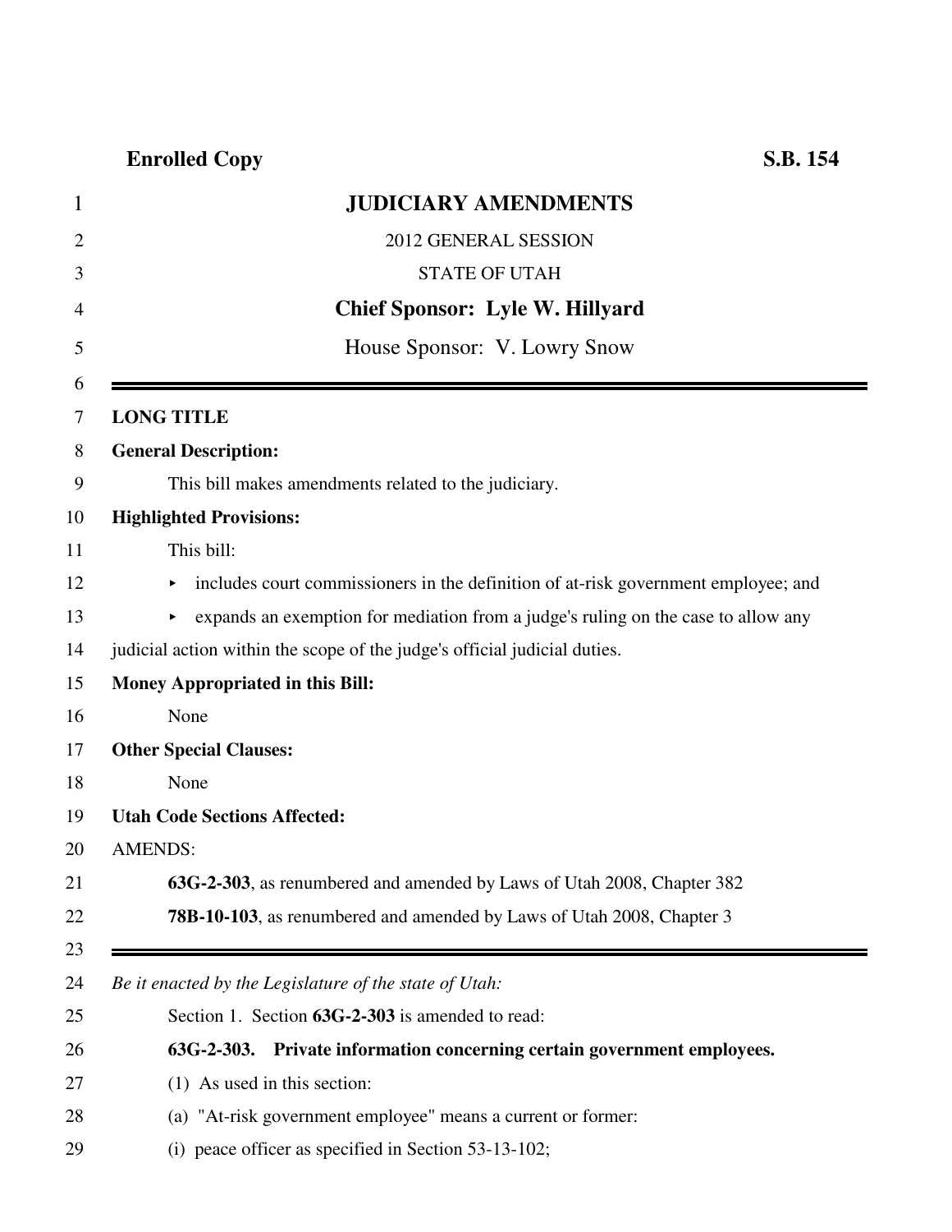**Enrolled Copy** **S.B. 154**

# JUDICIARY AMENDMENTS

2012 GENERAL SESSION

STATE OF UTAH

**Chief Sponsor: Lyle W. Hillyard**

House Sponsor: V. Lowry Snow

---

**LONG TITLE**

**General Description:**

This bill makes amendments related to the judiciary.

**Highlighted Provisions:**

This bill:

- includes court commissioners in the definition of at-risk government employee; and
- expands an exemption for mediation from a judge's ruling on the case to allow any judicial action within the scope of the judge's official judicial duties.

**Money Appropriated in this Bill:**

None

**Other Special Clauses:**

None

**Utah Code Sections Affected:**

AMENDS:

**63G-2-303**, as renumbered and amended by Laws of Utah 2008, Chapter 382

**78B-10-103**, as renumbered and amended by Laws of Utah 2008, Chapter 3

---

*Be it enacted by the Legislature of the state of Utah:*

Section 1. Section **63G-2-303** is amended to read:

**63G-2-303. Private information concerning certain government employees.**

(1) As used in this section:

(a) "At-risk government employee" means a current or former:

(i) peace officer as specified in Section 53-13-102;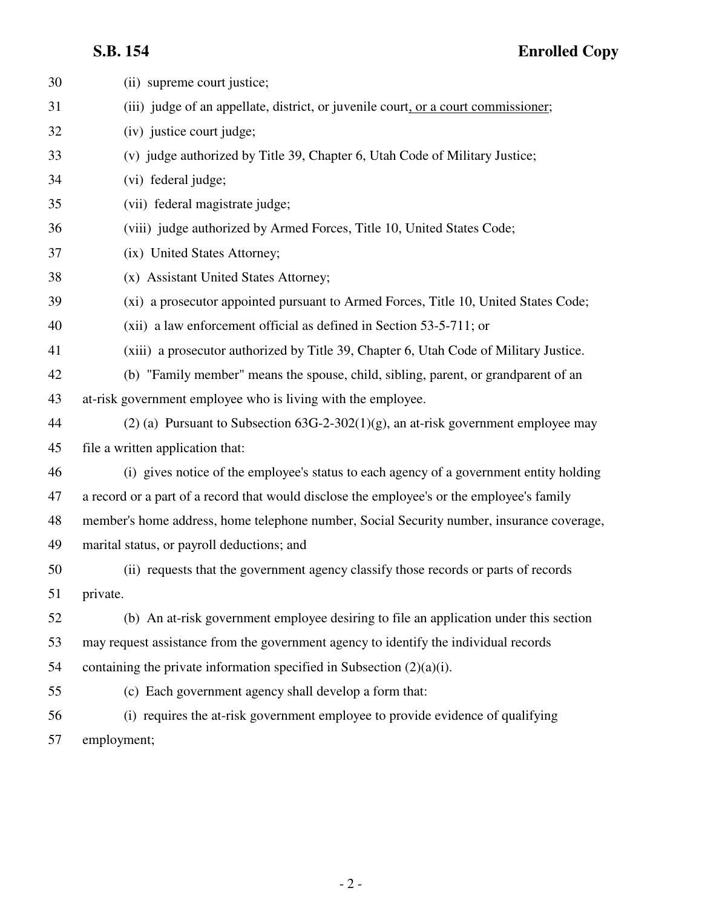(ii) supreme court justice;

(iii) judge of an appellate, district, or juvenile court, or a court commissioner;

(iv) justice court judge;

(v) judge authorized by Title 39, Chapter 6, Utah Code of Military Justice;

(vi) federal judge;

(vii) federal magistrate judge;

(viii) judge authorized by Armed Forces, Title 10, United States Code;

(ix) United States Attorney;

(x) Assistant United States Attorney;

(xi) a prosecutor appointed pursuant to Armed Forces, Title 10, United States Code;

(xii) a law enforcement official as defined in Section 53-5-711; or

(xiii) a prosecutor authorized by Title 39, Chapter 6, Utah Code of Military Justice.

(b) "Family member" means the spouse, child, sibling, parent, or grandparent of an at-risk government employee who is living with the employee.

(2) (a) Pursuant to Subsection 63G-2-302(1)(g), an at-risk government employee may file a written application that:

(i) gives notice of the employee's status to each agency of a government entity holding a record or a part of a record that would disclose the employee's or the employee's family member's home address, home telephone number, Social Security number, insurance coverage, marital status, or payroll deductions; and

(ii) requests that the government agency classify those records or parts of records private.

(b) An at-risk government employee desiring to file an application under this section may request assistance from the government agency to identify the individual records containing the private information specified in Subsection (2)(a)(i).

(c) Each government agency shall develop a form that:

(i) requires the at-risk government employee to provide evidence of qualifying employment;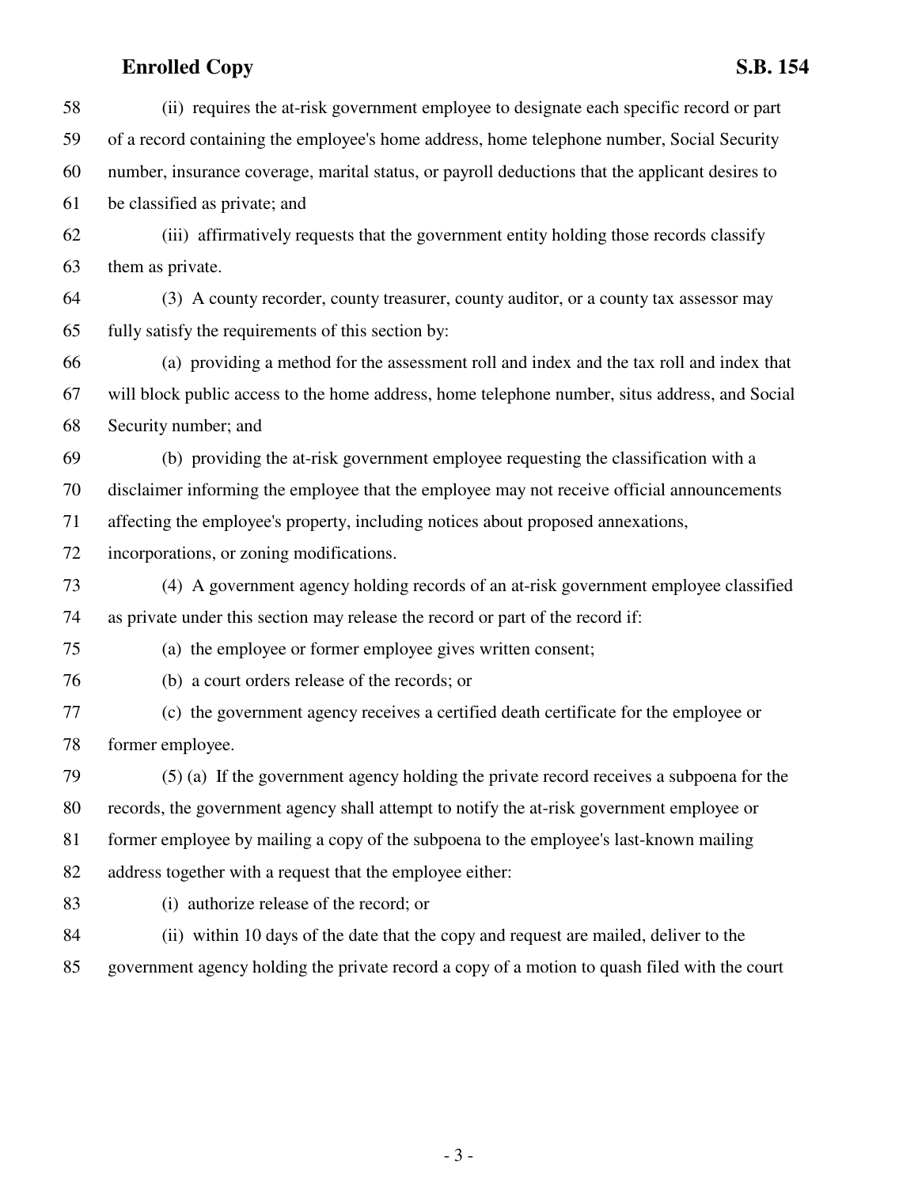(ii) requires the at-risk government employee to designate each specific record or part of a record containing the employee's home address, home telephone number, Social Security number, insurance coverage, marital status, or payroll deductions that the applicant desires to be classified as private; and

(iii) affirmatively requests that the government entity holding those records classify them as private.

(3) A county recorder, county treasurer, county auditor, or a county tax assessor may fully satisfy the requirements of this section by:

(a) providing a method for the assessment roll and index and the tax roll and index that will block public access to the home address, home telephone number, situs address, and Social Security number; and

(b) providing the at-risk government employee requesting the classification with a disclaimer informing the employee that the employee may not receive official announcements affecting the employee's property, including notices about proposed annexations, incorporations, or zoning modifications.

(4) A government agency holding records of an at-risk government employee classified as private under this section may release the record or part of the record if:

(a) the employee or former employee gives written consent;

(b) a court orders release of the records; or

(c) the government agency receives a certified death certificate for the employee or former employee.

(5) (a) If the government agency holding the private record receives a subpoena for the records, the government agency shall attempt to notify the at-risk government employee or former employee by mailing a copy of the subpoena to the employee's last-known mailing address together with a request that the employee either:

(i) authorize release of the record; or

(ii) within 10 days of the date that the copy and request are mailed, deliver to the government agency holding the private record a copy of a motion to quash filed with the court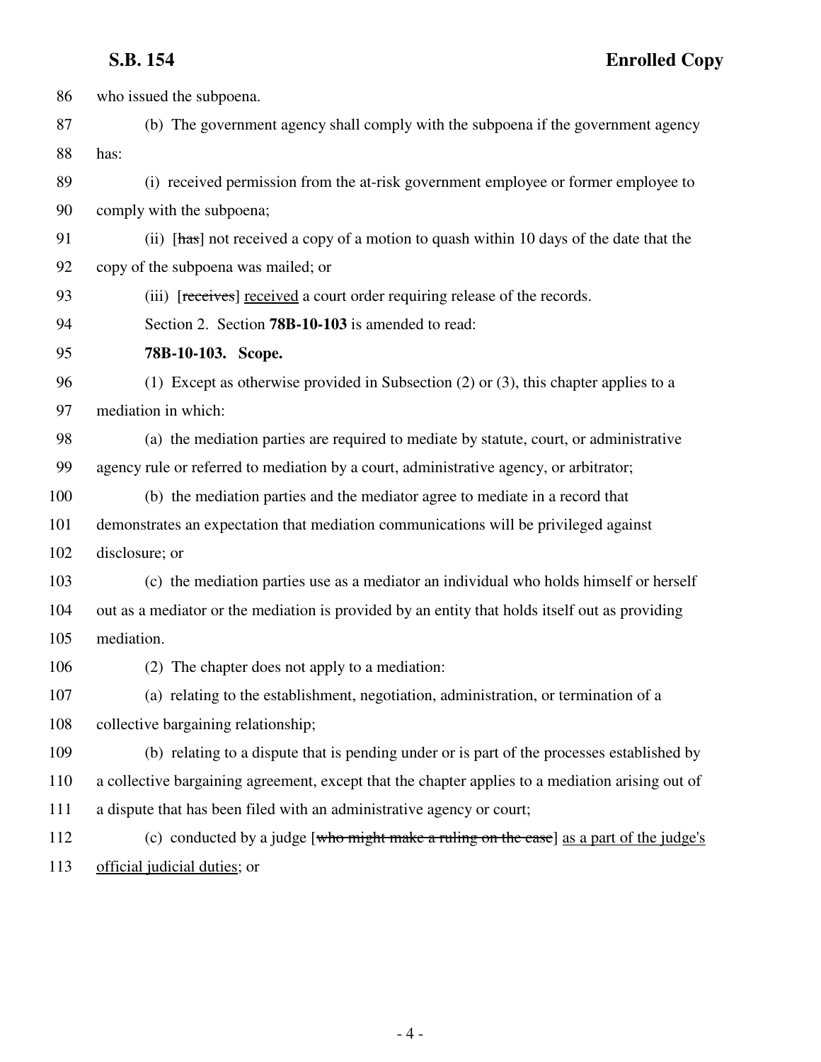who issued the subpoena.

(b) The government agency shall comply with the subpoena if the government agency has:

(i) received permission from the at-risk government employee or former employee to comply with the subpoena;

(ii) [~~has~~] not received a copy of a motion to quash within 10 days of the date that the copy of the subpoena was mailed; or

(iii) [~~receives~~] <u>received</u> a court order requiring release of the records.

Section 2. Section **78B-10-103** is amended to read:

**78B-10-103. Scope.**

(1) Except as otherwise provided in Subsection (2) or (3), this chapter applies to a mediation in which:

(a) the mediation parties are required to mediate by statute, court, or administrative agency rule or referred to mediation by a court, administrative agency, or arbitrator;

(b) the mediation parties and the mediator agree to mediate in a record that demonstrates an expectation that mediation communications will be privileged against disclosure; or

(c) the mediation parties use as a mediator an individual who holds himself or herself out as a mediator or the mediation is provided by an entity that holds itself out as providing mediation.

(2) The chapter does not apply to a mediation:

(a) relating to the establishment, negotiation, administration, or termination of a collective bargaining relationship;

(b) relating to a dispute that is pending under or is part of the processes established by a collective bargaining agreement, except that the chapter applies to a mediation arising out of a dispute that has been filed with an administrative agency or court;

(c) conducted by a judge [~~who might make a ruling on the case~~] <u>as a part of the judge's official judicial duties</u>; or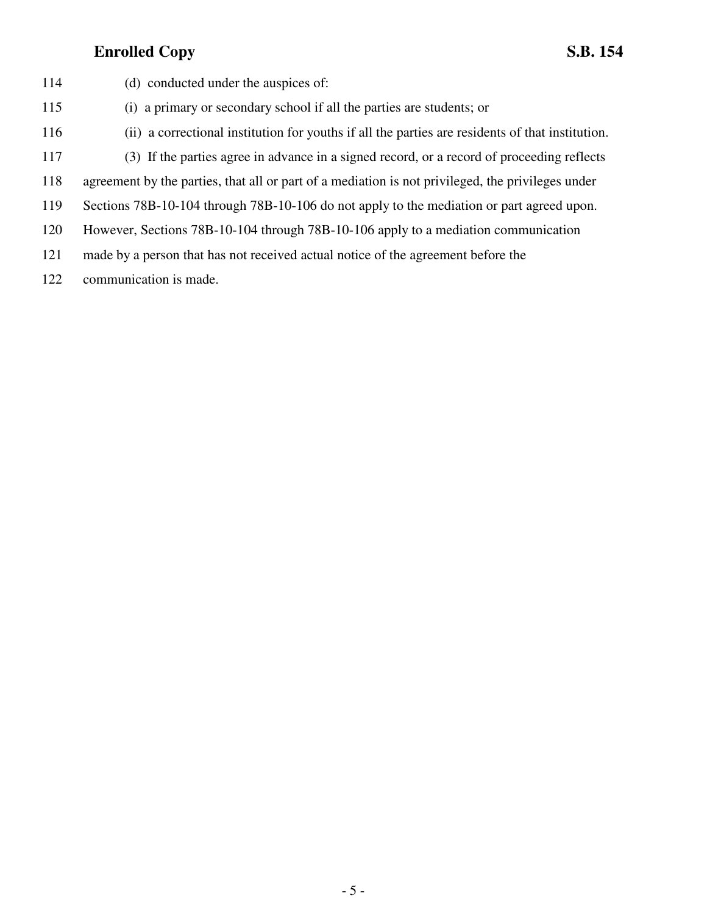(d) conducted under the auspices of:

(i) a primary or secondary school if all the parties are students; or

(ii) a correctional institution for youths if all the parties are residents of that institution.

(3) If the parties agree in advance in a signed record, or a record of proceeding reflects agreement by the parties, that all or part of a mediation is not privileged, the privileges under Sections 78B-10-104 through 78B-10-106 do not apply to the mediation or part agreed upon. However, Sections 78B-10-104 through 78B-10-106 apply to a mediation communication made by a person that has not received actual notice of the agreement before the communication is made.